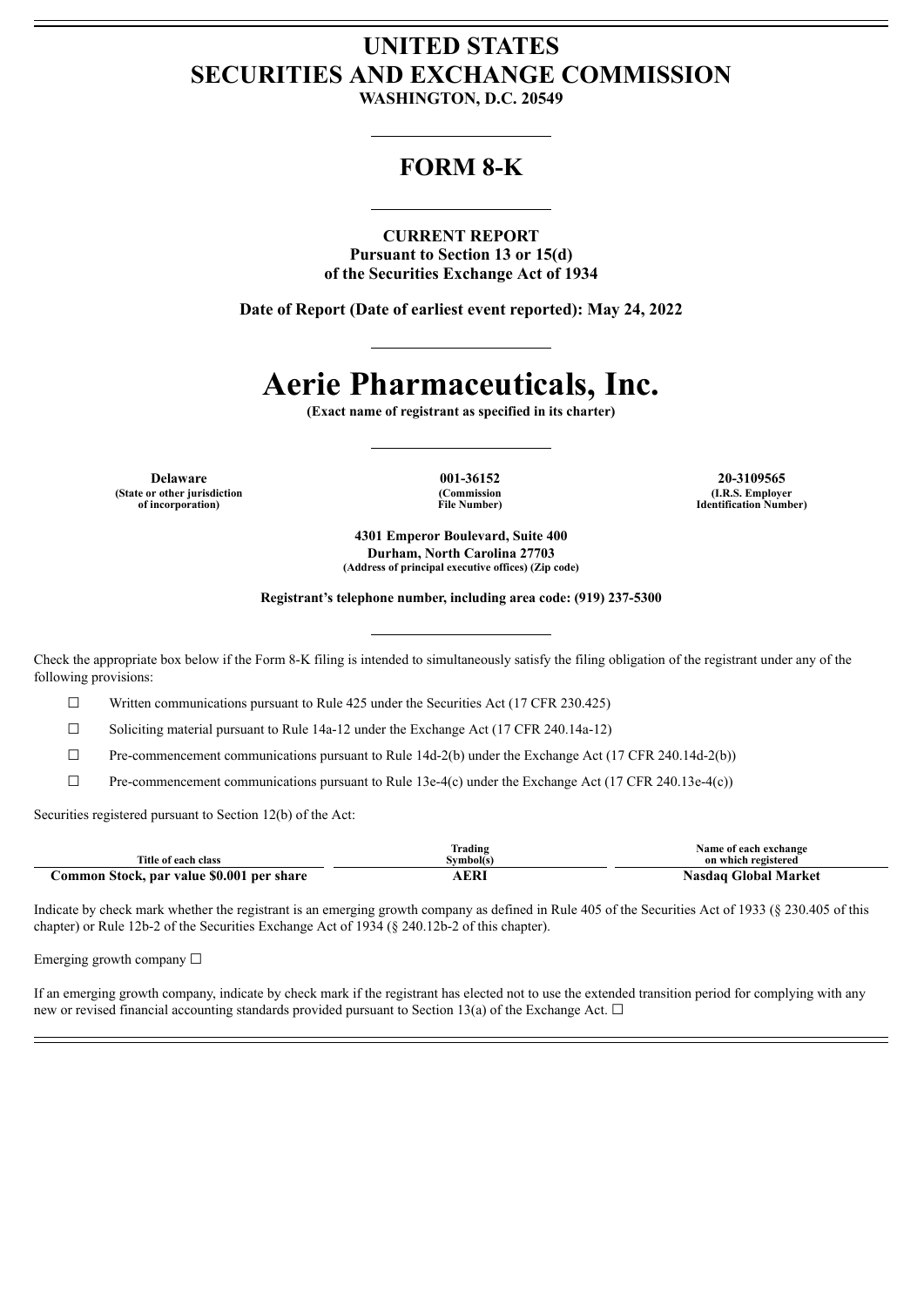# UNITED STATES
# SECURITIES AND EXCHANGE COMMISSION

**WASHINGTON, D.C. 20549**

## FORM 8-K

**CURRENT REPORT**
**Pursuant to Section 13 or 15(d)**
**of the Securities Exchange Act of 1934**

**Date of Report (Date of earliest event reported): May 24, 2022**

# Aerie Pharmaceuticals, Inc.

**(Exact name of registrant as specified in its charter)**

| Delaware | 001-36152 | 20-3109565 |
|---|---|---|
| (State or other jurisdiction of incorporation) | (Commission File Number) | (I.R.S. Employer Identification Number) |

**4301 Emperor Boulevard, Suite 400**
**Durham, North Carolina 27703**
**(Address of principal executive offices) (Zip code)**

**Registrant's telephone number, including area code: (919) 237-5300**

Check the appropriate box below if the Form 8-K filing is intended to simultaneously satisfy the filing obligation of the registrant under any of the following provisions:

☐ Written communications pursuant to Rule 425 under the Securities Act (17 CFR 230.425)

☐ Soliciting material pursuant to Rule 14a-12 under the Exchange Act (17 CFR 240.14a-12)

☐ Pre-commencement communications pursuant to Rule 14d-2(b) under the Exchange Act (17 CFR 240.14d-2(b))

☐ Pre-commencement communications pursuant to Rule 13e-4(c) under the Exchange Act (17 CFR 240.13e-4(c))

Securities registered pursuant to Section 12(b) of the Act:

| Title of each class | Trading Symbol(s) | Name of each exchange on which registered |
|---|---|---|
| **Common Stock, par value $0.001 per share** | **AERI** | **Nasdaq Global Market** |

Indicate by check mark whether the registrant is an emerging growth company as defined in Rule 405 of the Securities Act of 1933 (§ 230.405 of this chapter) or Rule 12b-2 of the Securities Exchange Act of 1934 (§ 240.12b-2 of this chapter).

Emerging growth company ☐

If an emerging growth company, indicate by check mark if the registrant has elected not to use the extended transition period for complying with any new or revised financial accounting standards provided pursuant to Section 13(a) of the Exchange Act. ☐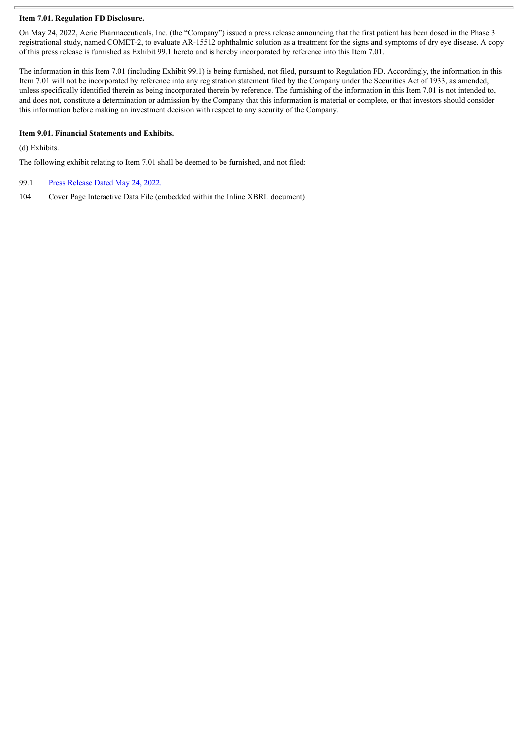**Item 7.01. Regulation FD Disclosure.**

On May 24, 2022, Aerie Pharmaceuticals, Inc. (the "Company") issued a press release announcing that the first patient has been dosed in the Phase 3 registrational study, named COMET-2, to evaluate AR-15512 ophthalmic solution as a treatment for the signs and symptoms of dry eye disease. A copy of this press release is furnished as Exhibit 99.1 hereto and is hereby incorporated by reference into this Item 7.01.

The information in this Item 7.01 (including Exhibit 99.1) is being furnished, not filed, pursuant to Regulation FD. Accordingly, the information in this Item 7.01 will not be incorporated by reference into any registration statement filed by the Company under the Securities Act of 1933, as amended, unless specifically identified therein as being incorporated therein by reference. The furnishing of the information in this Item 7.01 is not intended to, and does not, constitute a determination or admission by the Company that this information is material or complete, or that investors should consider this information before making an investment decision with respect to any security of the Company.

**Item 9.01. Financial Statements and Exhibits.**

(d) Exhibits.

The following exhibit relating to Item 7.01 shall be deemed to be furnished, and not filed:

99.1 Press Release Dated May 24, 2022.

104 Cover Page Interactive Data File (embedded within the Inline XBRL document)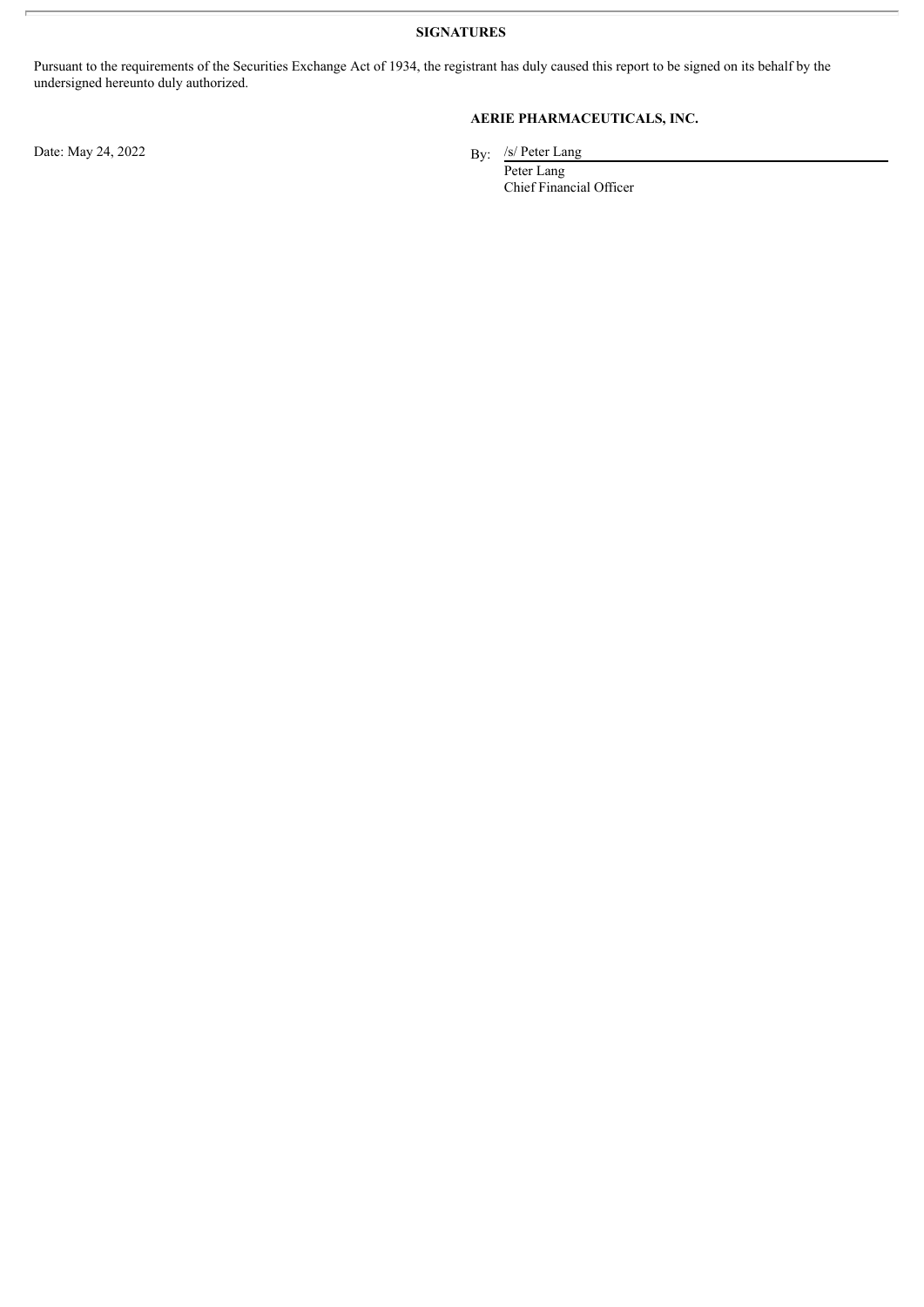**SIGNATURES**

Pursuant to the requirements of the Securities Exchange Act of 1934, the registrant has duly caused this report to be signed on its behalf by the undersigned hereunto duly authorized.

**AERIE PHARMACEUTICALS, INC.**

Date: May 24, 2022

By: /s/ Peter Lang
Peter Lang
Chief Financial Officer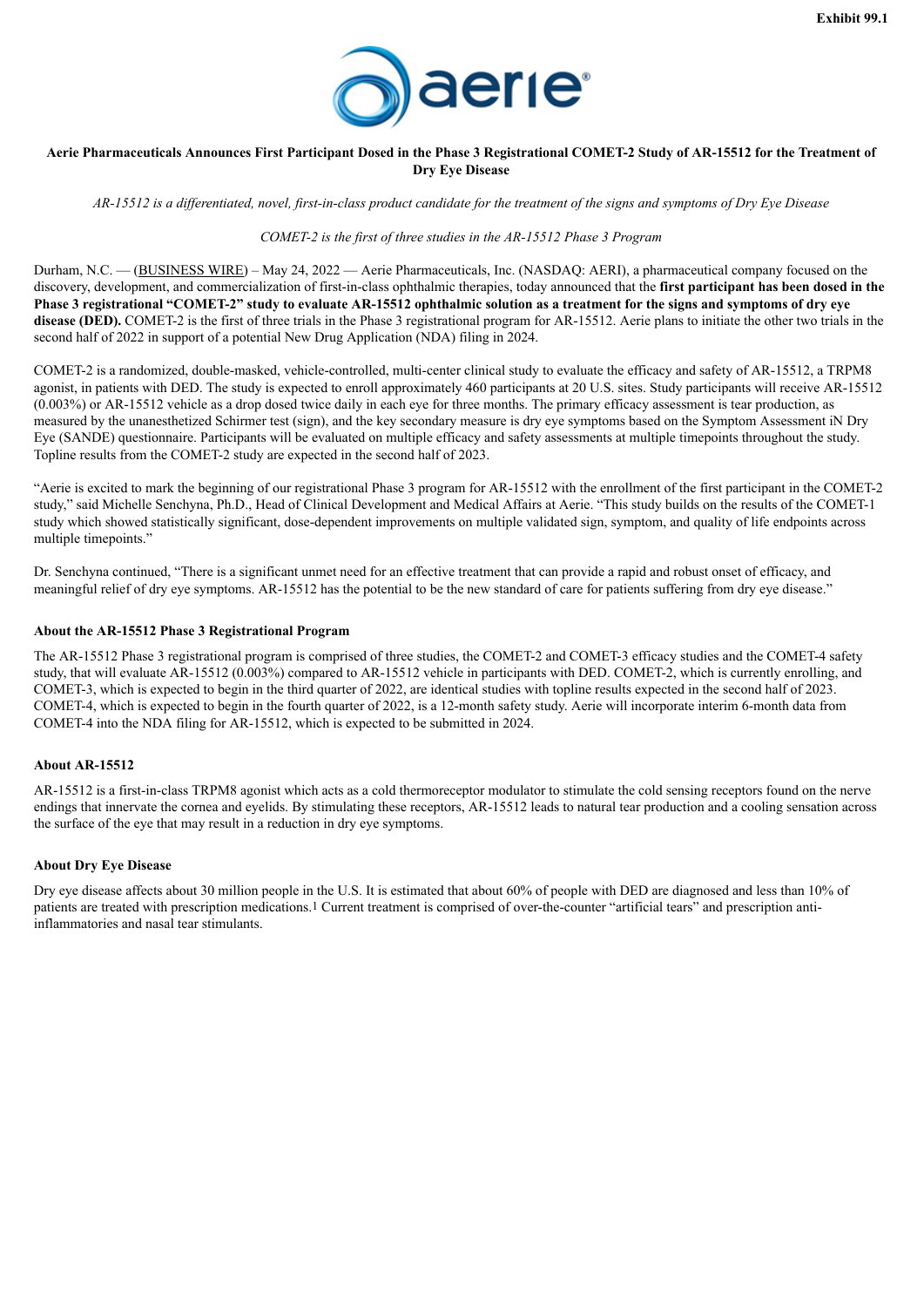Exhibit 99.1

# Aerie Pharmaceuticals Announces First Participant Dosed in the Phase 3 Registrational COMET-2 Study of AR-15512 for the Treatment of Dry Eye Disease

*AR-15512 is a differentiated, novel, first-in-class product candidate for the treatment of the signs and symptoms of Dry Eye Disease*

*COMET-2 is the first of three studies in the AR-15512 Phase 3 Program*

Durham, N.C. — (BUSINESS WIRE) – May 24, 2022 — Aerie Pharmaceuticals, Inc. (NASDAQ: AERI), a pharmaceutical company focused on the discovery, development, and commercialization of first-in-class ophthalmic therapies, today announced that the **first participant has been dosed in the Phase 3 registrational "COMET-2" study to evaluate AR-15512 ophthalmic solution as a treatment for the signs and symptoms of dry eye disease (DED).** COMET-2 is the first of three trials in the Phase 3 registrational program for AR-15512. Aerie plans to initiate the other two trials in the second half of 2022 in support of a potential New Drug Application (NDA) filing in 2024.

COMET-2 is a randomized, double-masked, vehicle-controlled, multi-center clinical study to evaluate the efficacy and safety of AR-15512, a TRPM8 agonist, in patients with DED. The study is expected to enroll approximately 460 participants at 20 U.S. sites. Study participants will receive AR-15512 (0.003%) or AR-15512 vehicle as a drop dosed twice daily in each eye for three months. The primary efficacy assessment is tear production, as measured by the unanesthetized Schirmer test (sign), and the key secondary measure is dry eye symptoms based on the Symptom Assessment iN Dry Eye (SANDE) questionnaire. Participants will be evaluated on multiple efficacy and safety assessments at multiple timepoints throughout the study. Topline results from the COMET-2 study are expected in the second half of 2023.

"Aerie is excited to mark the beginning of our registrational Phase 3 program for AR-15512 with the enrollment of the first participant in the COMET-2 study," said Michelle Senchyna, Ph.D., Head of Clinical Development and Medical Affairs at Aerie. "This study builds on the results of the COMET-1 study which showed statistically significant, dose-dependent improvements on multiple validated sign, symptom, and quality of life endpoints across multiple timepoints."

Dr. Senchyna continued, "There is a significant unmet need for an effective treatment that can provide a rapid and robust onset of efficacy, and meaningful relief of dry eye symptoms. AR-15512 has the potential to be the new standard of care for patients suffering from dry eye disease."

## About the AR-15512 Phase 3 Registrational Program

The AR-15512 Phase 3 registrational program is comprised of three studies, the COMET-2 and COMET-3 efficacy studies and the COMET-4 safety study, that will evaluate AR-15512 (0.003%) compared to AR-15512 vehicle in participants with DED. COMET-2, which is currently enrolling, and COMET-3, which is expected to begin in the third quarter of 2022, are identical studies with topline results expected in the second half of 2023. COMET-4, which is expected to begin in the fourth quarter of 2022, is a 12-month safety study. Aerie will incorporate interim 6-month data from COMET-4 into the NDA filing for AR-15512, which is expected to be submitted in 2024.

## About AR-15512

AR-15512 is a first-in-class TRPM8 agonist which acts as a cold thermoreceptor modulator to stimulate the cold sensing receptors found on the nerve endings that innervate the cornea and eyelids. By stimulating these receptors, AR-15512 leads to natural tear production and a cooling sensation across the surface of the eye that may result in a reduction in dry eye symptoms.

## About Dry Eye Disease

Dry eye disease affects about 30 million people in the U.S. It is estimated that about 60% of people with DED are diagnosed and less than 10% of patients are treated with prescription medications.[1] Current treatment is comprised of over-the-counter "artificial tears" and prescription anti-inflammatories and nasal tear stimulants.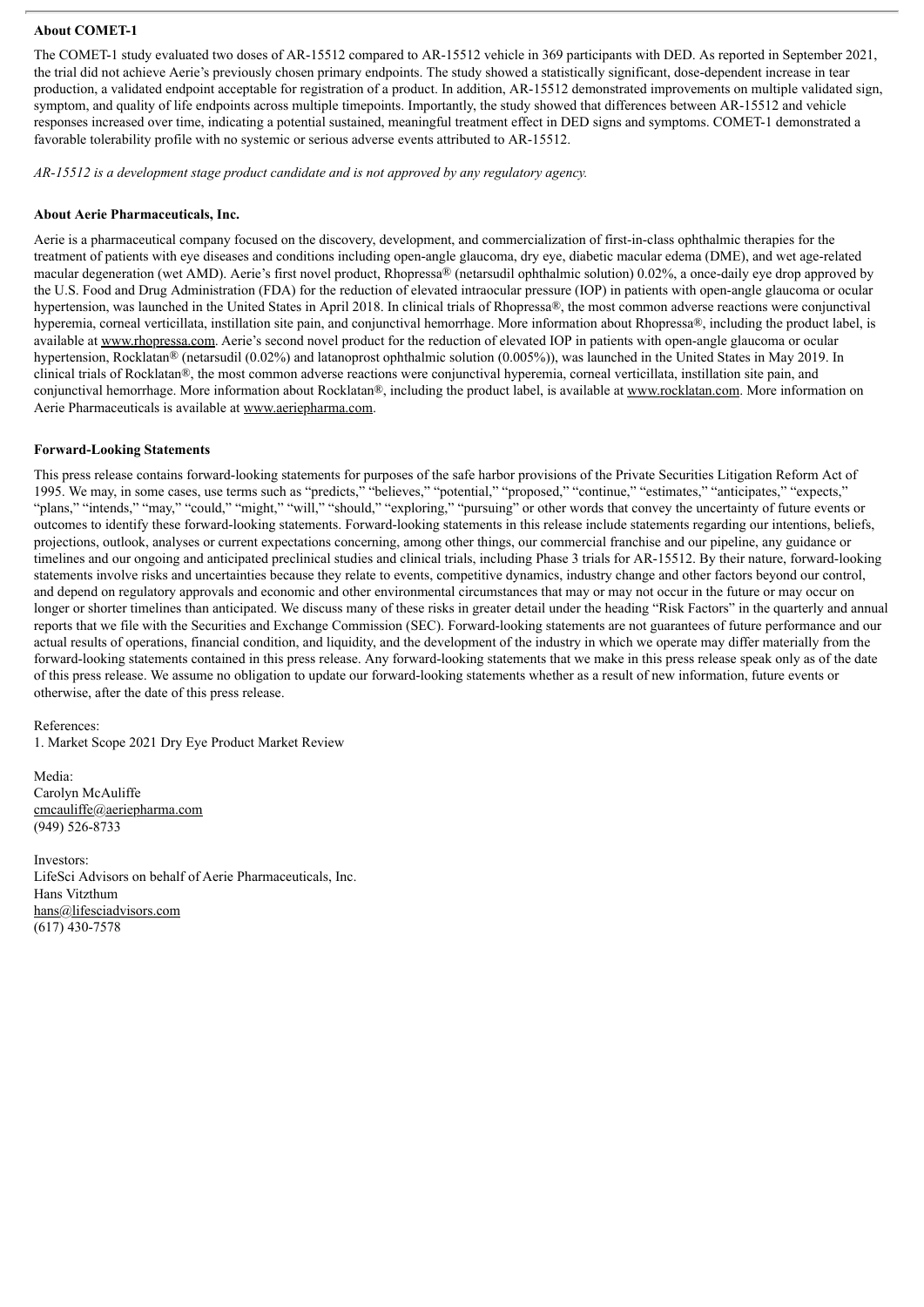**About COMET-1**

The COMET-1 study evaluated two doses of AR-15512 compared to AR-15512 vehicle in 369 participants with DED. As reported in September 2021, the trial did not achieve Aerie's previously chosen primary endpoints. The study showed a statistically significant, dose-dependent increase in tear production, a validated endpoint acceptable for registration of a product. In addition, AR-15512 demonstrated improvements on multiple validated sign, symptom, and quality of life endpoints across multiple timepoints. Importantly, the study showed that differences between AR-15512 and vehicle responses increased over time, indicating a potential sustained, meaningful treatment effect in DED signs and symptoms. COMET-1 demonstrated a favorable tolerability profile with no systemic or serious adverse events attributed to AR-15512.

*AR-15512 is a development stage product candidate and is not approved by any regulatory agency.*

**About Aerie Pharmaceuticals, Inc.**

Aerie is a pharmaceutical company focused on the discovery, development, and commercialization of first-in-class ophthalmic therapies for the treatment of patients with eye diseases and conditions including open-angle glaucoma, dry eye, diabetic macular edema (DME), and wet age-related macular degeneration (wet AMD). Aerie's first novel product, Rhopressa® (netarsudil ophthalmic solution) 0.02%, a once-daily eye drop approved by the U.S. Food and Drug Administration (FDA) for the reduction of elevated intraocular pressure (IOP) in patients with open-angle glaucoma or ocular hypertension, was launched in the United States in April 2018. In clinical trials of Rhopressa®, the most common adverse reactions were conjunctival hyperemia, corneal verticillata, instillation site pain, and conjunctival hemorrhage. More information about Rhopressa®, including the product label, is available at www.rhopressa.com. Aerie's second novel product for the reduction of elevated IOP in patients with open-angle glaucoma or ocular hypertension, Rocklatan® (netarsudil (0.02%) and latanoprost ophthalmic solution (0.005%)), was launched in the United States in May 2019. In clinical trials of Rocklatan®, the most common adverse reactions were conjunctival hyperemia, corneal verticillata, instillation site pain, and conjunctival hemorrhage. More information about Rocklatan®, including the product label, is available at www.rocklatan.com. More information on Aerie Pharmaceuticals is available at www.aeriepharma.com.

**Forward-Looking Statements**

This press release contains forward-looking statements for purposes of the safe harbor provisions of the Private Securities Litigation Reform Act of 1995. We may, in some cases, use terms such as "predicts," "believes," "potential," "proposed," "continue," "estimates," "anticipates," "expects," "plans," "intends," "may," "could," "might," "will," "should," "exploring," "pursuing" or other words that convey the uncertainty of future events or outcomes to identify these forward-looking statements. Forward-looking statements in this release include statements regarding our intentions, beliefs, projections, outlook, analyses or current expectations concerning, among other things, our commercial franchise and our pipeline, any guidance or timelines and our ongoing and anticipated preclinical studies and clinical trials, including Phase 3 trials for AR-15512. By their nature, forward-looking statements involve risks and uncertainties because they relate to events, competitive dynamics, industry change and other factors beyond our control, and depend on regulatory approvals and economic and other environmental circumstances that may or may not occur in the future or may occur on longer or shorter timelines than anticipated. We discuss many of these risks in greater detail under the heading "Risk Factors" in the quarterly and annual reports that we file with the Securities and Exchange Commission (SEC). Forward-looking statements are not guarantees of future performance and our actual results of operations, financial condition, and liquidity, and the development of the industry in which we operate may differ materially from the forward-looking statements contained in this press release. Any forward-looking statements that we make in this press release speak only as of the date of this press release. We assume no obligation to update our forward-looking statements whether as a result of new information, future events or otherwise, after the date of this press release.

References:
1. Market Scope 2021 Dry Eye Product Market Review

Media:
Carolyn McAuliffe
cmcauliffe@aeriepharma.com
(949) 526-8733

Investors:
LifeSci Advisors on behalf of Aerie Pharmaceuticals, Inc.
Hans Vitzthum
hans@lifesciadvisors.com
(617) 430-7578